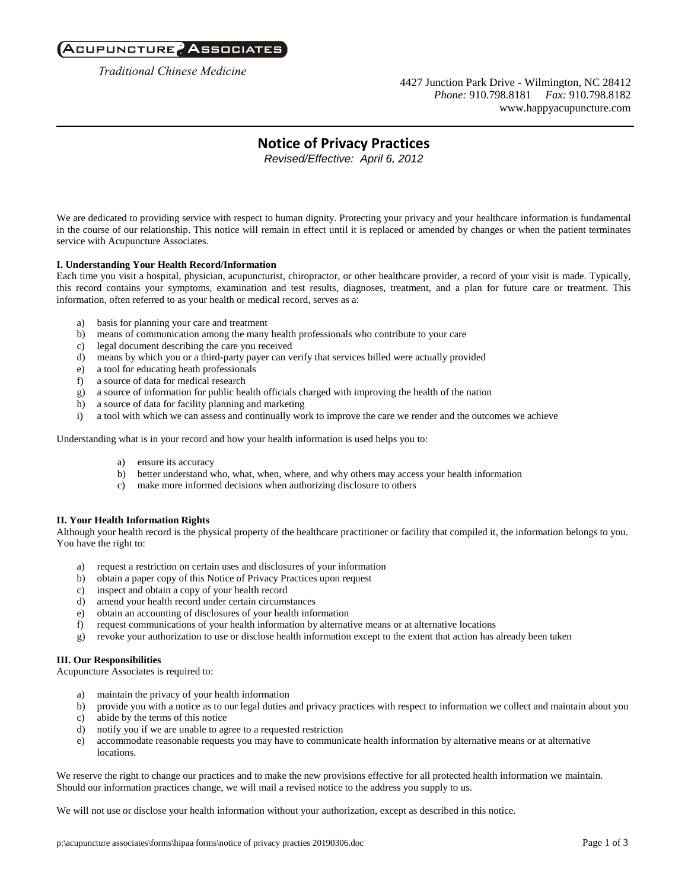**Acupuncture Associates**

*Traditional Chinese Medicine*

4427 Junction Park Drive - Wilmington, NC 28412
*Phone:* 910.798.8181 *Fax:* 910.798.8182
www.happyacupuncture.com

# Notice of Privacy Practices

*Revised/Effective: April 6, 2012*

We are dedicated to providing service with respect to human dignity. Protecting your privacy and your healthcare information is fundamental in the course of our relationship. This notice will remain in effect until it is replaced or amended by changes or when the patient terminates service with Acupuncture Associates.

**I. Understanding Your Health Record/Information**

Each time you visit a hospital, physician, acupuncturist, chiropractor, or other healthcare provider, a record of your visit is made. Typically, this record contains your symptoms, examination and test results, diagnoses, treatment, and a plan for future care or treatment. This information, often referred to as your health or medical record, serves as a:

a) basis for planning your care and treatment
b) means of communication among the many health professionals who contribute to your care
c) legal document describing the care you received
d) means by which you or a third-party payer can verify that services billed were actually provided
e) a tool for educating heath professionals
f) a source of data for medical research
g) a source of information for public health officials charged with improving the health of the nation
h) a source of data for facility planning and marketing
i) a tool with which we can assess and continually work to improve the care we render and the outcomes we achieve

Understanding what is in your record and how your health information is used helps you to:

a) ensure its accuracy
b) better understand who, what, when, where, and why others may access your health information
c) make more informed decisions when authorizing disclosure to others

**II. Your Health Information Rights**

Although your health record is the physical property of the healthcare practitioner or facility that compiled it, the information belongs to you. You have the right to:

a) request a restriction on certain uses and disclosures of your information
b) obtain a paper copy of this Notice of Privacy Practices upon request
c) inspect and obtain a copy of your health record
d) amend your health record under certain circumstances
e) obtain an accounting of disclosures of your health information
f) request communications of your health information by alternative means or at alternative locations
g) revoke your authorization to use or disclose health information except to the extent that action has already been taken

**III. Our Responsibilities**

Acupuncture Associates is required to:

a) maintain the privacy of your health information
b) provide you with a notice as to our legal duties and privacy practices with respect to information we collect and maintain about you
c) abide by the terms of this notice
d) notify you if we are unable to agree to a requested restriction
e) accommodate reasonable requests you may have to communicate health information by alternative means or at alternative locations.

We reserve the right to change our practices and to make the new provisions effective for all protected health information we maintain. Should our information practices change, we will mail a revised notice to the address you supply to us.

We will not use or disclose your health information without your authorization, except as described in this notice.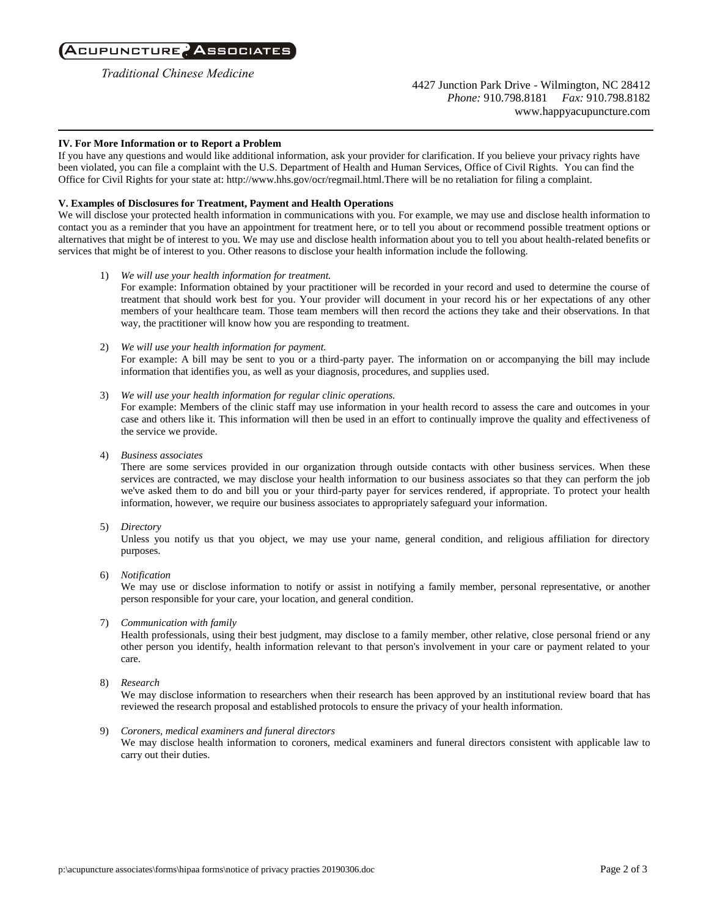IV. For More Information or to Report a Problem

If you have any questions and would like additional information, ask your provider for clarification. If you believe your privacy rights have been violated, you can file a complaint with the U.S. Department of Health and Human Services, Office of Civil Rights. You can find the Office for Civil Rights for your state at: http://www.hhs.gov/ocr/regmail.html.There will be no retaliation for filing a complaint.

**V. Examples of Disclosures for Treatment, Payment and Health Operations**

We will disclose your protected health information in communications with you. For example, we may use and disclose health information to contact you as a reminder that you have an appointment for treatment here, or to tell you about or recommend possible treatment options or alternatives that might be of interest to you. We may use and disclose health information about you to tell you about health-related benefits or services that might be of interest to you. Other reasons to disclose your health information include the following.

1) *We will use your health information for treatment.*
   For example: Information obtained by your practitioner will be recorded in your record and used to determine the course of treatment that should work best for you. Your provider will document in your record his or her expectations of any other members of your healthcare team. Those team members will then record the actions they take and their observations. In that way, the practitioner will know how you are responding to treatment.

2) *We will use your health information for payment.*
   For example: A bill may be sent to you or a third-party payer. The information on or accompanying the bill may include information that identifies you, as well as your diagnosis, procedures, and supplies used.

3) *We will use your health information for regular clinic operations.*
   For example: Members of the clinic staff may use information in your health record to assess the care and outcomes in your case and others like it. This information will then be used in an effort to continually improve the quality and effectiveness of the service we provide.

4) *Business associates*
   There are some services provided in our organization through outside contacts with other business services. When these services are contracted, we may disclose your health information to our business associates so that they can perform the job we've asked them to do and bill you or your third-party payer for services rendered, if appropriate. To protect your health information, however, we require our business associates to appropriately safeguard your information.

5) *Directory*
   Unless you notify us that you object, we may use your name, general condition, and religious affiliation for directory purposes.

6) *Notification*
   We may use or disclose information to notify or assist in notifying a family member, personal representative, or another person responsible for your care, your location, and general condition.

7) *Communication with family*
   Health professionals, using their best judgment, may disclose to a family member, other relative, close personal friend or any other person you identify, health information relevant to that person's involvement in your care or payment related to your care.

8) *Research*
   We may disclose information to researchers when their research has been approved by an institutional review board that has reviewed the research proposal and established protocols to ensure the privacy of your health information.

9) *Coroners, medical examiners and funeral directors*
   We may disclose health information to coroners, medical examiners and funeral directors consistent with applicable law to carry out their duties.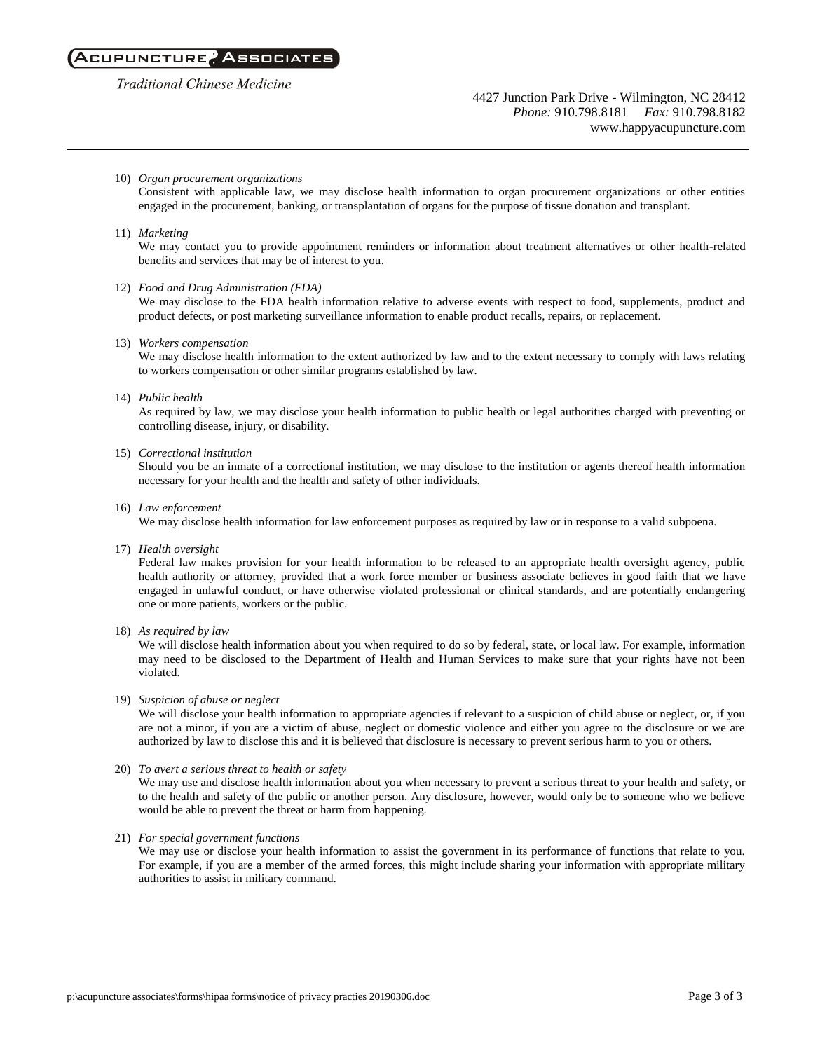10) *Organ procurement organizations*
Consistent with applicable law, we may disclose health information to organ procurement organizations or other entities engaged in the procurement, banking, or transplantation of organs for the purpose of tissue donation and transplant.

11) *Marketing*
We may contact you to provide appointment reminders or information about treatment alternatives or other health-related benefits and services that may be of interest to you.

12) *Food and Drug Administration (FDA)*
We may disclose to the FDA health information relative to adverse events with respect to food, supplements, product and product defects, or post marketing surveillance information to enable product recalls, repairs, or replacement.

13) *Workers compensation*
We may disclose health information to the extent authorized by law and to the extent necessary to comply with laws relating to workers compensation or other similar programs established by law.

14) *Public health*
As required by law, we may disclose your health information to public health or legal authorities charged with preventing or controlling disease, injury, or disability.

15) *Correctional institution*
Should you be an inmate of a correctional institution, we may disclose to the institution or agents thereof health information necessary for your health and the health and safety of other individuals.

16) *Law enforcement*
We may disclose health information for law enforcement purposes as required by law or in response to a valid subpoena.

17) *Health oversight*
Federal law makes provision for your health information to be released to an appropriate health oversight agency, public health authority or attorney, provided that a work force member or business associate believes in good faith that we have engaged in unlawful conduct, or have otherwise violated professional or clinical standards, and are potentially endangering one or more patients, workers or the public.

18) *As required by law*
We will disclose health information about you when required to do so by federal, state, or local law. For example, information may need to be disclosed to the Department of Health and Human Services to make sure that your rights have not been violated.

19) *Suspicion of abuse or neglect*
We will disclose your health information to appropriate agencies if relevant to a suspicion of child abuse or neglect, or, if you are not a minor, if you are a victim of abuse, neglect or domestic violence and either you agree to the disclosure or we are authorized by law to disclose this and it is believed that disclosure is necessary to prevent serious harm to you or others.

20) *To avert a serious threat to health or safety*
We may use and disclose health information about you when necessary to prevent a serious threat to your health and safety, or to the health and safety of the public or another person. Any disclosure, however, would only be to someone who we believe would be able to prevent the threat or harm from happening.

21) *For special government functions*
We may use or disclose your health information to assist the government in its performance of functions that relate to you. For example, if you are a member of the armed forces, this might include sharing your information with appropriate military authorities to assist in military command.